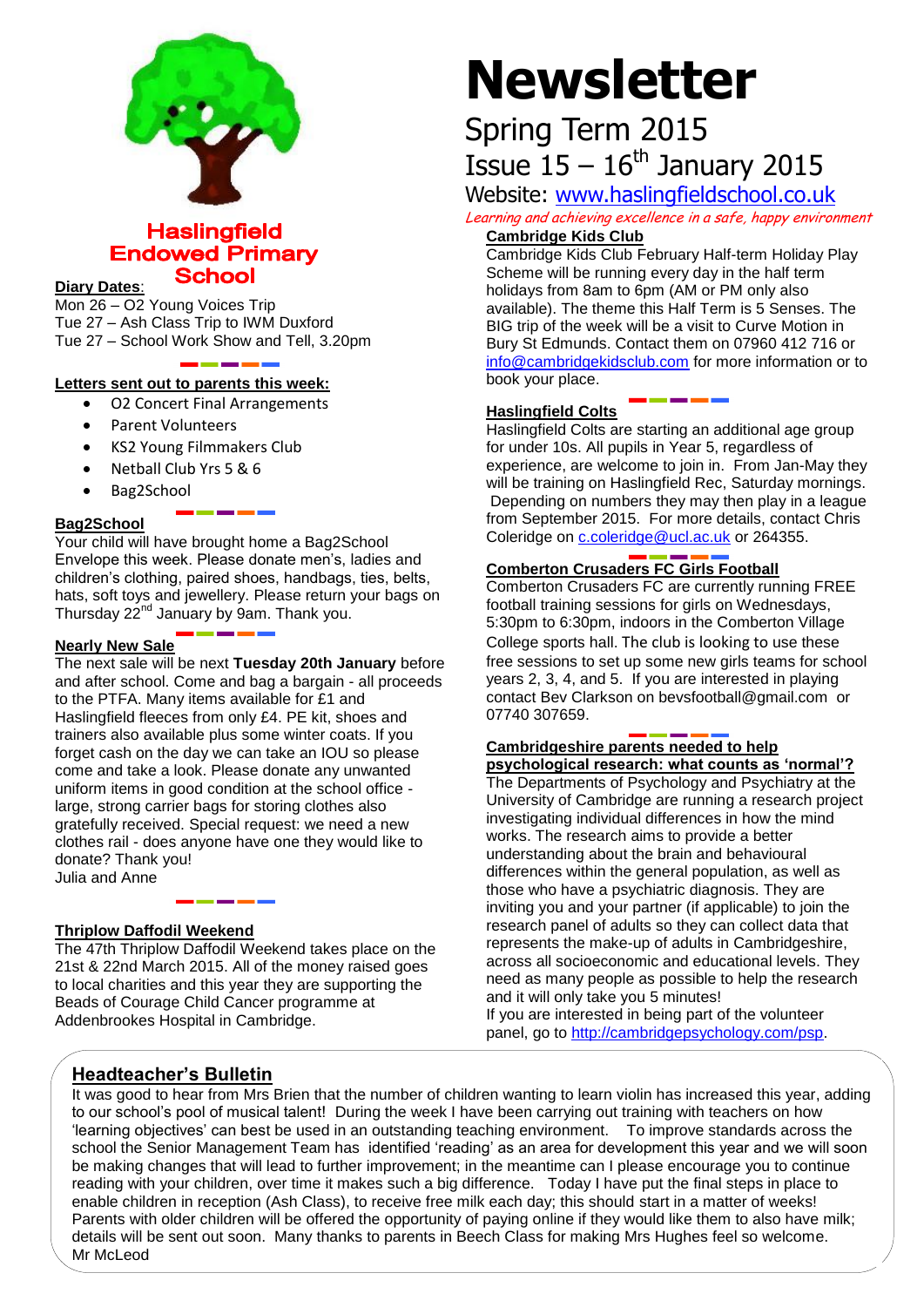# Haslingfield Endowed Primary School

# Newsletter

## Spring Term 2015

## Issue 15 – 16th January 2015

Website: [www.haslingfieldschool.co.uk](http://www.haslingfieldschool.co.uk)

*Learning and achieving excellence in a safe, happy environment*

**Diary Dates**:

Mon 26 – O2 Young Voices Trip
Tue 27 – Ash Class Trip to IWM Duxford
Tue 27 – School Work Show and Tell, 3.20pm

### Letters sent out to parents this week:

- O2 Concert Final Arrangements
- Parent Volunteers
- KS2 Young Filmmakers Club
- Netball Club Yrs 5 & 6
- Bag2School

### Bag2School

Your child will have brought home a Bag2School Envelope this week. Please donate men's, ladies and children's clothing, paired shoes, handbags, ties, belts, hats, soft toys and jewellery. Please return your bags on Thursday 22nd January by 9am. Thank you.

### Nearly New Sale

The next sale will be next **Tuesday 20th January** before and after school. Come and bag a bargain - all proceeds to the PTFA. Many items available for £1 and Haslingfield fleeces from only £4. PE kit, shoes and trainers also available plus some winter coats. If you forget cash on the day we can take an IOU so please come and take a look. Please donate any unwanted uniform items in good condition at the school office - large, strong carrier bags for storing clothes also gratefully received. Special request: we need a new clothes rail - does anyone have one they would like to donate? Thank you!
Julia and Anne

### Thriplow Daffodil Weekend

The 47th Thriplow Daffodil Weekend takes place on the 21st & 22nd March 2015. All of the money raised goes to local charities and this year they are supporting the Beads of Courage Child Cancer programme at Addenbrookes Hospital in Cambridge.

### Cambridge Kids Club

Cambridge Kids Club February Half-term Holiday Play Scheme will be running every day in the half term holidays from 8am to 6pm (AM or PM only also available). The theme this Half Term is 5 Senses. The BIG trip of the week will be a visit to Curve Motion in Bury St Edmunds. Contact them on 07960 412 716 or [info@cambridgekidsclub.com](mailto:info@cambridgekidsclub.com) for more information or to book your place.

### Haslingfield Colts

Haslingfield Colts are starting an additional age group for under 10s. All pupils in Year 5, regardless of experience, are welcome to join in. From Jan-May they will be training on Haslingfield Rec, Saturday mornings. Depending on numbers they may then play in a league from September 2015. For more details, contact Chris Coleridge on [c.coleridge@ucl.ac.uk](mailto:c.coleridge@ucl.ac.uk) or 264355.

### Comberton Crusaders FC Girls Football

Comberton Crusaders FC are currently running FREE football training sessions for girls on Wednesdays, 5:30pm to 6:30pm, indoors in the Comberton Village College sports hall. The club is looking to use these free sessions to set up some new girls teams for school years 2, 3, 4, and 5. If you are interested in playing contact Bev Clarkson on bevsfootball@gmail.com or 07740 307659.

### Cambridgeshire parents needed to help psychological research: what counts as 'normal'?

The Departments of Psychology and Psychiatry at the University of Cambridge are running a research project investigating individual differences in how the mind works. The research aims to provide a better understanding about the brain and behavioural differences within the general population, as well as those who have a psychiatric diagnosis. They are inviting you and your partner (if applicable) to join the research panel of adults so they can collect data that represents the make-up of adults in Cambridgeshire, across all socioeconomic and educational levels. They need as many people as possible to help the research and it will only take you 5 minutes!
If you are interested in being part of the volunteer panel, go to [http://cambridgepsychology.com/psp](http://cambridgepsychology.com/psp).

### Headteacher's Bulletin

It was good to hear from Mrs Brien that the number of children wanting to learn violin has increased this year, adding to our school's pool of musical talent! During the week I have been carrying out training with teachers on how 'learning objectives' can best be used in an outstanding teaching environment. To improve standards across the school the Senior Management Team has identified 'reading' as an area for development this year and we will soon be making changes that will lead to further improvement; in the meantime can I please encourage you to continue reading with your children, over time it makes such a big difference. Today I have put the final steps in place to enable children in reception (Ash Class), to receive free milk each day; this should start in a matter of weeks! Parents with older children will be offered the opportunity of paying online if they would like them to also have milk; details will be sent out soon. Many thanks to parents in Beech Class for making Mrs Hughes feel so welcome.
Mr McLeod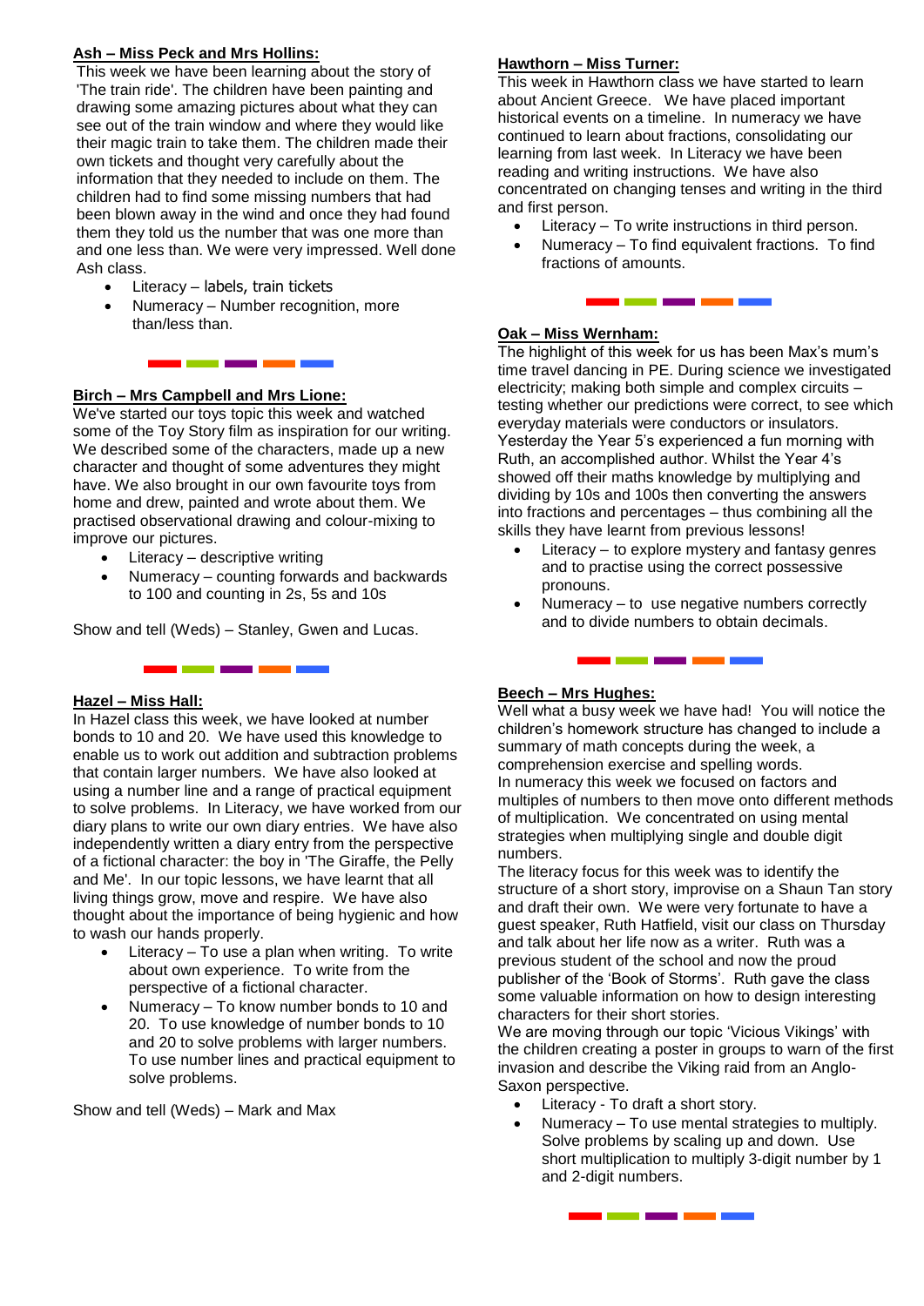**Ash – Miss Peck and Mrs Hollins:**

This week we have been learning about the story of 'The train ride'. The children have been painting and drawing some amazing pictures about what they can see out of the train window and where they would like their magic train to take them. The children made their own tickets and thought very carefully about the information that they needed to include on them. The children had to find some missing numbers that had been blown away in the wind and once they had found them they told us the number that was one more than and one less than. We were very impressed. Well done Ash class.

- Literacy – labels, train tickets
- Numeracy – Number recognition, more than/less than.

**Birch – Mrs Campbell and Mrs Lione:**

We've started our toys topic this week and watched some of the Toy Story film as inspiration for our writing. We described some of the characters, made up a new character and thought of some adventures they might have. We also brought in our own favourite toys from home and drew, painted and wrote about them. We practised observational drawing and colour-mixing to improve our pictures.

- Literacy – descriptive writing
- Numeracy – counting forwards and backwards to 100 and counting in 2s, 5s and 10s

Show and tell (Weds) – Stanley, Gwen and Lucas.

**Hazel – Miss Hall:**

In Hazel class this week, we have looked at number bonds to 10 and 20. We have used this knowledge to enable us to work out addition and subtraction problems that contain larger numbers. We have also looked at using a number line and a range of practical equipment to solve problems. In Literacy, we have worked from our diary plans to write our own diary entries. We have also independently written a diary entry from the perspective of a fictional character: the boy in 'The Giraffe, the Pelly and Me'. In our topic lessons, we have learnt that all living things grow, move and respire. We have also thought about the importance of being hygienic and how to wash our hands properly.

- Literacy – To use a plan when writing. To write about own experience. To write from the perspective of a fictional character.
- Numeracy – To know number bonds to 10 and 20. To use knowledge of number bonds to 10 and 20 to solve problems with larger numbers. To use number lines and practical equipment to solve problems.

Show and tell (Weds) – Mark and Max

**Hawthorn – Miss Turner:**

This week in Hawthorn class we have started to learn about Ancient Greece. We have placed important historical events on a timeline. In numeracy we have continued to learn about fractions, consolidating our learning from last week. In Literacy we have been reading and writing instructions. We have also concentrated on changing tenses and writing in the third and first person.

- Literacy – To write instructions in third person.
- Numeracy – To find equivalent fractions. To find fractions of amounts.

**Oak – Miss Wernham:**

The highlight of this week for us has been Max's mum's time travel dancing in PE. During science we investigated electricity; making both simple and complex circuits – testing whether our predictions were correct, to see which everyday materials were conductors or insulators. Yesterday the Year 5's experienced a fun morning with Ruth, an accomplished author. Whilst the Year 4's showed off their maths knowledge by multiplying and dividing by 10s and 100s then converting the answers into fractions and percentages – thus combining all the skills they have learnt from previous lessons!

- Literacy – to explore mystery and fantasy genres and to practise using the correct possessive pronouns.
- Numeracy – to use negative numbers correctly and to divide numbers to obtain decimals.

**Beech – Mrs Hughes:**

Well what a busy week we have had! You will notice the children's homework structure has changed to include a summary of math concepts during the week, a comprehension exercise and spelling words.

In numeracy this week we focused on factors and multiples of numbers to then move onto different methods of multiplication. We concentrated on using mental strategies when multiplying single and double digit numbers.

The literacy focus for this week was to identify the structure of a short story, improvise on a Shaun Tan story and draft their own. We were very fortunate to have a guest speaker, Ruth Hatfield, visit our class on Thursday and talk about her life now as a writer. Ruth was a previous student of the school and now the proud publisher of the 'Book of Storms'. Ruth gave the class some valuable information on how to design interesting characters for their short stories.

We are moving through our topic 'Vicious Vikings' with the children creating a poster in groups to warn of the first invasion and describe the Viking raid from an Anglo-Saxon perspective.

- Literacy - To draft a short story.
- Numeracy – To use mental strategies to multiply. Solve problems by scaling up and down. Use short multiplication to multiply 3-digit number by 1 and 2-digit numbers.